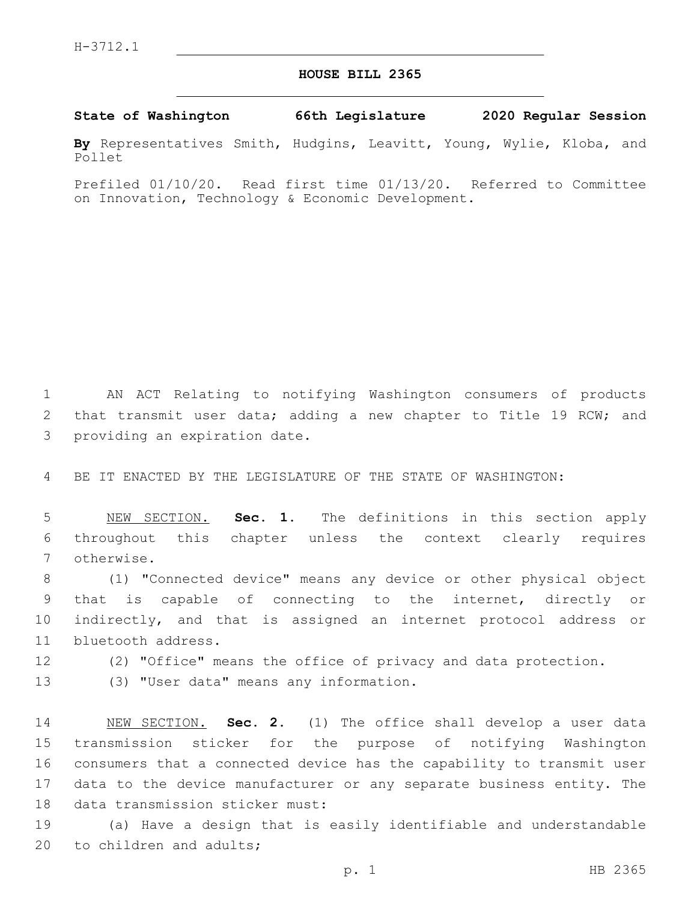H-3712.1

# HOUSE BILL 2365

**State of Washington 66th Legislature 2020 Regular Session**

**By** Representatives Smith, Hudgins, Leavitt, Young, Wylie, Kloba, and Pollet

Prefiled 01/10/20. Read first time 01/13/20. Referred to Committee on Innovation, Technology & Economic Development.

AN ACT Relating to notifying Washington consumers of products that transmit user data; adding a new chapter to Title 19 RCW; and providing an expiration date.

BE IT ENACTED BY THE LEGISLATURE OF THE STATE OF WASHINGTON:

NEW SECTION. **Sec. 1.** The definitions in this section apply throughout this chapter unless the context clearly requires otherwise.

(1) "Connected device" means any device or other physical object that is capable of connecting to the internet, directly or indirectly, and that is assigned an internet protocol address or bluetooth address.

(2) "Office" means the office of privacy and data protection.

(3) "User data" means any information.

NEW SECTION. **Sec. 2.** (1) The office shall develop a user data transmission sticker for the purpose of notifying Washington consumers that a connected device has the capability to transmit user data to the device manufacturer or any separate business entity. The data transmission sticker must:

(a) Have a design that is easily identifiable and understandable to children and adults;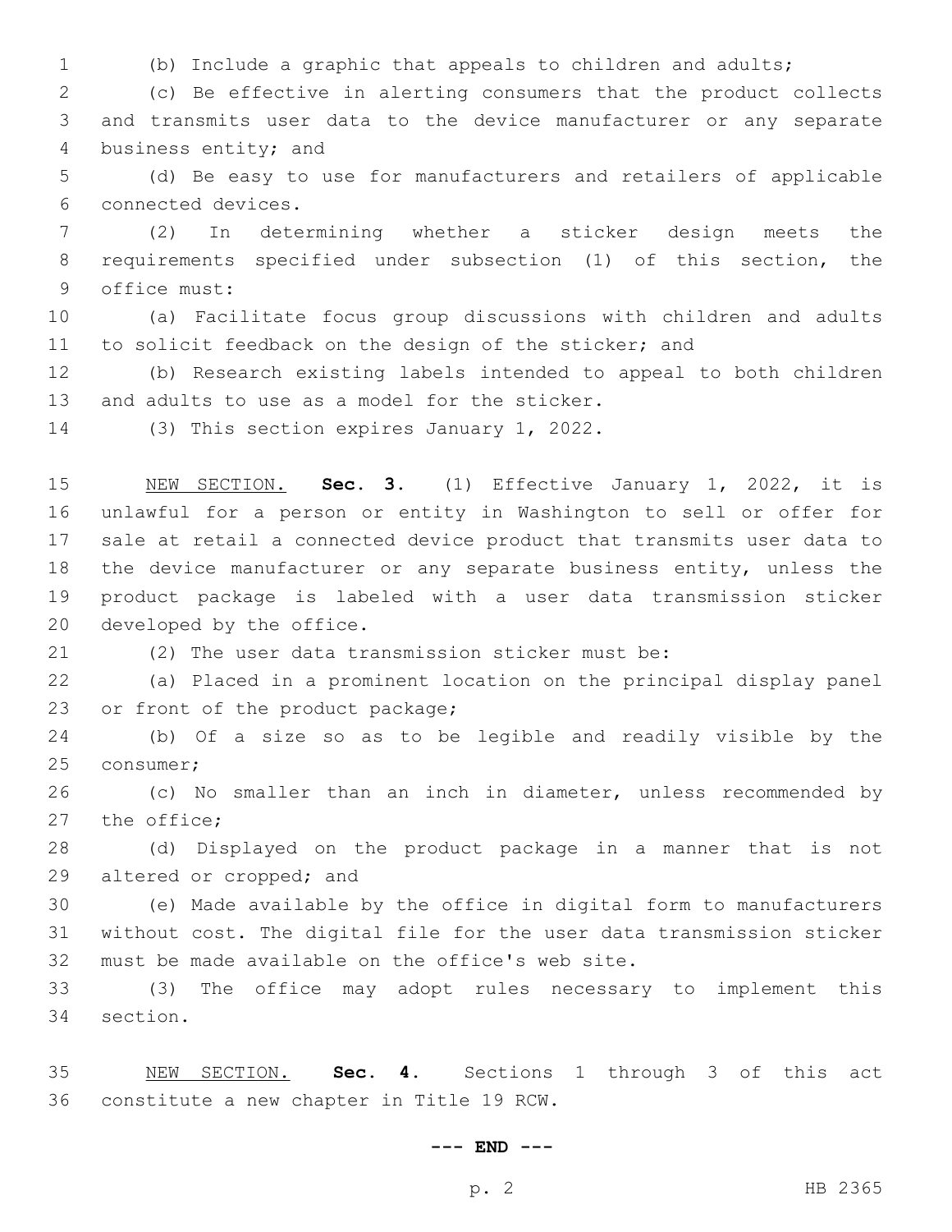(b) Include a graphic that appeals to children and adults;

(c) Be effective in alerting consumers that the product collects and transmits user data to the device manufacturer or any separate business entity; and

(d) Be easy to use for manufacturers and retailers of applicable connected devices.

(2) In determining whether a sticker design meets the requirements specified under subsection (1) of this section, the office must:

(a) Facilitate focus group discussions with children and adults to solicit feedback on the design of the sticker; and

(b) Research existing labels intended to appeal to both children and adults to use as a model for the sticker.

(3) This section expires January 1, 2022.

NEW SECTION. **Sec. 3.** (1) Effective January 1, 2022, it is unlawful for a person or entity in Washington to sell or offer for sale at retail a connected device product that transmits user data to the device manufacturer or any separate business entity, unless the product package is labeled with a user data transmission sticker developed by the office.

(2) The user data transmission sticker must be:

(a) Placed in a prominent location on the principal display panel or front of the product package;

(b) Of a size so as to be legible and readily visible by the consumer;

(c) No smaller than an inch in diameter, unless recommended by the office;

(d) Displayed on the product package in a manner that is not altered or cropped; and

(e) Made available by the office in digital form to manufacturers without cost. The digital file for the user data transmission sticker must be made available on the office's web site.

(3) The office may adopt rules necessary to implement this section.

NEW SECTION. **Sec. 4.** Sections 1 through 3 of this act constitute a new chapter in Title 19 RCW.

**--- END ---**